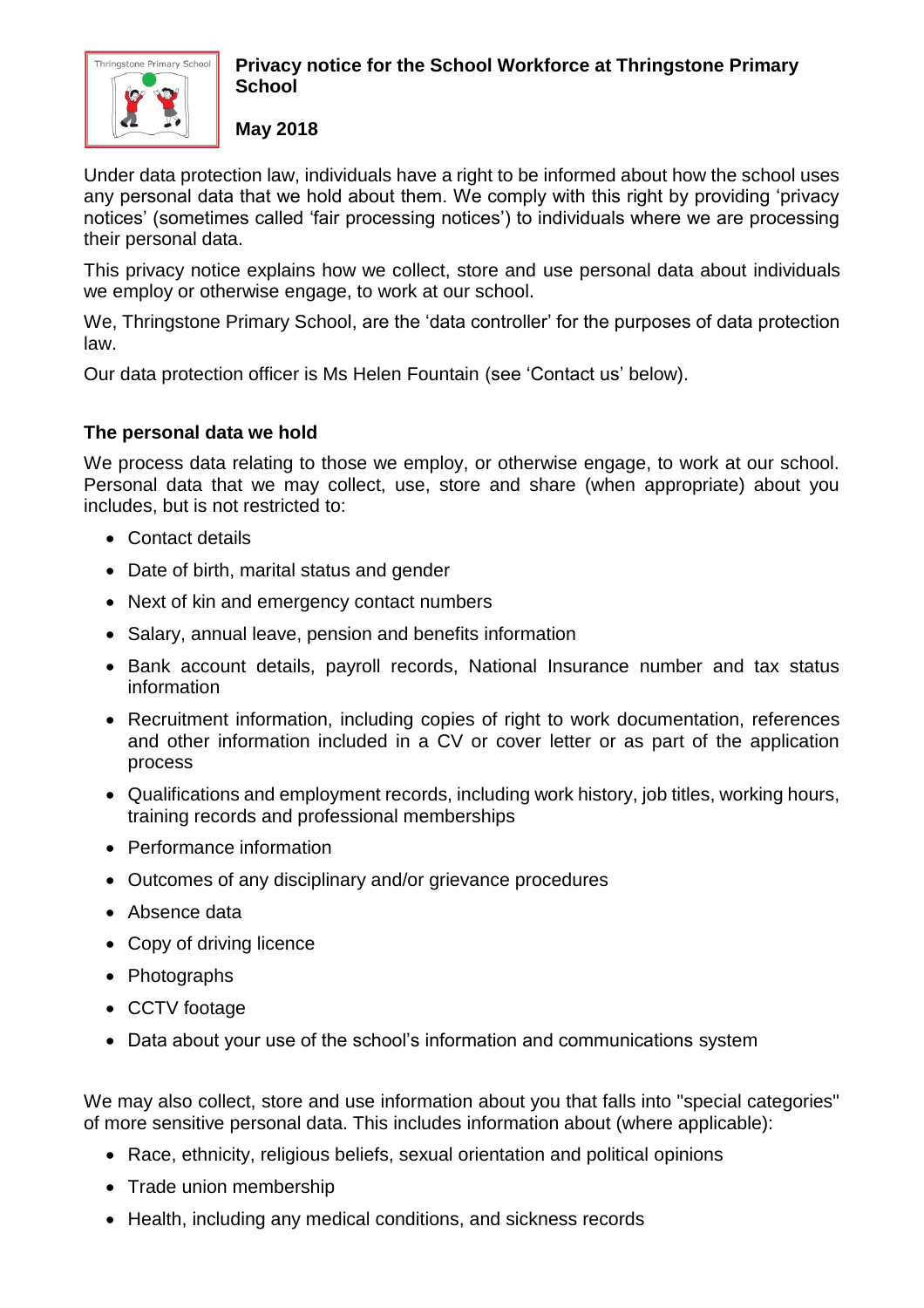# Privacy notice for the School Workforce at Thringstone Primary School

**May 2018**

Under data protection law, individuals have a right to be informed about how the school uses any personal data that we hold about them. We comply with this right by providing 'privacy notices' (sometimes called 'fair processing notices') to individuals where we are processing their personal data.

This privacy notice explains how we collect, store and use personal data about individuals we employ or otherwise engage, to work at our school.

We, Thringstone Primary School, are the 'data controller' for the purposes of data protection law.

Our data protection officer is Ms Helen Fountain (see 'Contact us' below).

## The personal data we hold

We process data relating to those we employ, or otherwise engage, to work at our school. Personal data that we may collect, use, store and share (when appropriate) about you includes, but is not restricted to:

- Contact details
- Date of birth, marital status and gender
- Next of kin and emergency contact numbers
- Salary, annual leave, pension and benefits information
- Bank account details, payroll records, National Insurance number and tax status information
- Recruitment information, including copies of right to work documentation, references and other information included in a CV or cover letter or as part of the application process
- Qualifications and employment records, including work history, job titles, working hours, training records and professional memberships
- Performance information
- Outcomes of any disciplinary and/or grievance procedures
- Absence data
- Copy of driving licence
- Photographs
- CCTV footage
- Data about your use of the school's information and communications system

We may also collect, store and use information about you that falls into "special categories" of more sensitive personal data. This includes information about (where applicable):

- Race, ethnicity, religious beliefs, sexual orientation and political opinions
- Trade union membership
- Health, including any medical conditions, and sickness records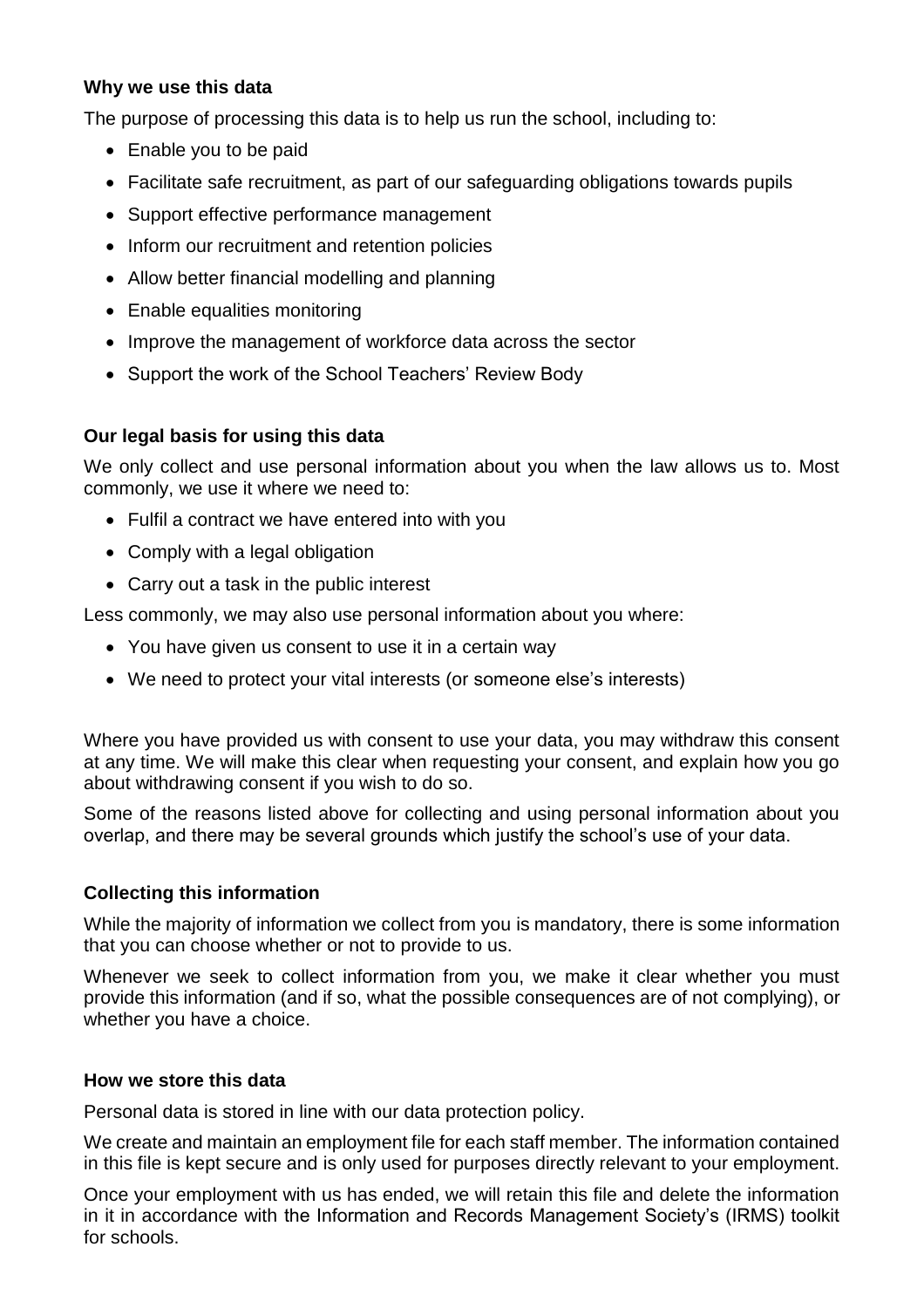### Why we use this data

The purpose of processing this data is to help us run the school, including to:

- Enable you to be paid
- Facilitate safe recruitment, as part of our safeguarding obligations towards pupils
- Support effective performance management
- Inform our recruitment and retention policies
- Allow better financial modelling and planning
- Enable equalities monitoring
- Improve the management of workforce data across the sector
- Support the work of the School Teachers' Review Body

### Our legal basis for using this data

We only collect and use personal information about you when the law allows us to. Most commonly, we use it where we need to:

- Fulfil a contract we have entered into with you
- Comply with a legal obligation
- Carry out a task in the public interest

Less commonly, we may also use personal information about you where:

- You have given us consent to use it in a certain way
- We need to protect your vital interests (or someone else's interests)

Where you have provided us with consent to use your data, you may withdraw this consent at any time. We will make this clear when requesting your consent, and explain how you go about withdrawing consent if you wish to do so.

Some of the reasons listed above for collecting and using personal information about you overlap, and there may be several grounds which justify the school's use of your data.

### Collecting this information

While the majority of information we collect from you is mandatory, there is some information that you can choose whether or not to provide to us.

Whenever we seek to collect information from you, we make it clear whether you must provide this information (and if so, what the possible consequences are of not complying), or whether you have a choice.

### How we store this data

Personal data is stored in line with our data protection policy.

We create and maintain an employment file for each staff member. The information contained in this file is kept secure and is only used for purposes directly relevant to your employment.

Once your employment with us has ended, we will retain this file and delete the information in it in accordance with the Information and Records Management Society's (IRMS) toolkit for schools.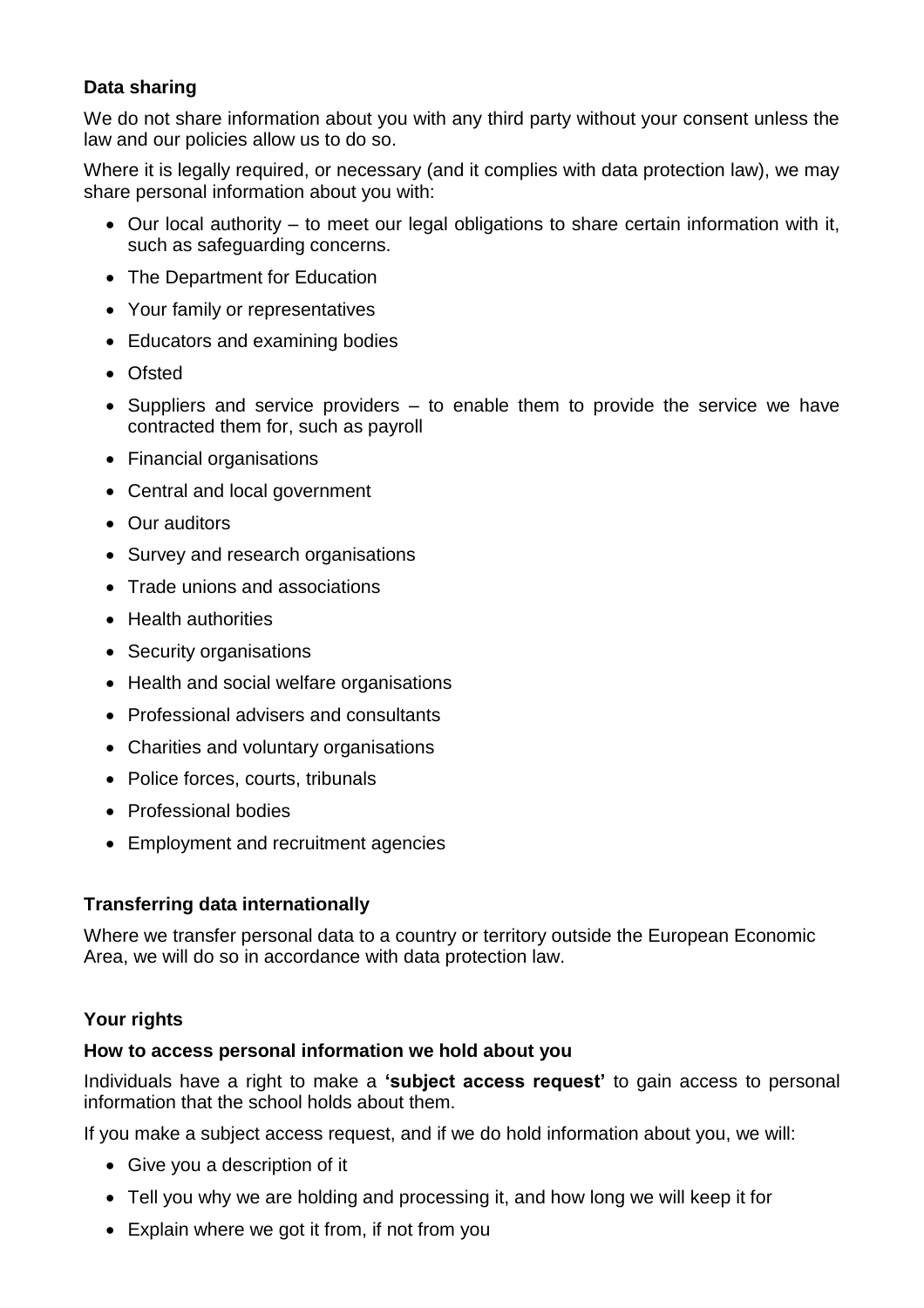### Data sharing

We do not share information about you with any third party without your consent unless the law and our policies allow us to do so.

Where it is legally required, or necessary (and it complies with data protection law), we may share personal information about you with:

- Our local authority – to meet our legal obligations to share certain information with it, such as safeguarding concerns.
- The Department for Education
- Your family or representatives
- Educators and examining bodies
- Ofsted
- Suppliers and service providers – to enable them to provide the service we have contracted them for, such as payroll
- Financial organisations
- Central and local government
- Our auditors
- Survey and research organisations
- Trade unions and associations
- Health authorities
- Security organisations
- Health and social welfare organisations
- Professional advisers and consultants
- Charities and voluntary organisations
- Police forces, courts, tribunals
- Professional bodies
- Employment and recruitment agencies

### Transferring data internationally

Where we transfer personal data to a country or territory outside the European Economic Area, we will do so in accordance with data protection law.

### Your rights

#### How to access personal information we hold about you

Individuals have a right to make a **'subject access request'** to gain access to personal information that the school holds about them.

If you make a subject access request, and if we do hold information about you, we will:

- Give you a description of it
- Tell you why we are holding and processing it, and how long we will keep it for
- Explain where we got it from, if not from you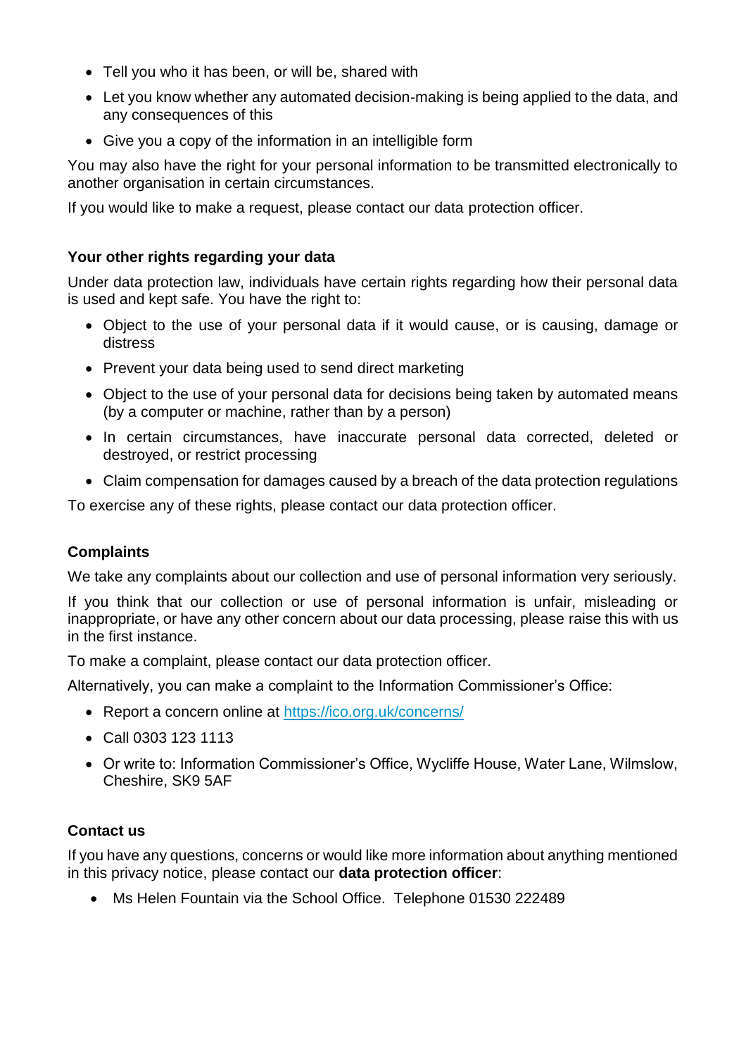- Tell you who it has been, or will be, shared with
- Let you know whether any automated decision-making is being applied to the data, and any consequences of this
- Give you a copy of the information in an intelligible form

You may also have the right for your personal information to be transmitted electronically to another organisation in certain circumstances.

If you would like to make a request, please contact our data protection officer.

### Your other rights regarding your data

Under data protection law, individuals have certain rights regarding how their personal data is used and kept safe. You have the right to:

- Object to the use of your personal data if it would cause, or is causing, damage or distress
- Prevent your data being used to send direct marketing
- Object to the use of your personal data for decisions being taken by automated means (by a computer or machine, rather than by a person)
- In certain circumstances, have inaccurate personal data corrected, deleted or destroyed, or restrict processing
- Claim compensation for damages caused by a breach of the data protection regulations

To exercise any of these rights, please contact our data protection officer.

### Complaints

We take any complaints about our collection and use of personal information very seriously.

If you think that our collection or use of personal information is unfair, misleading or inappropriate, or have any other concern about our data processing, please raise this with us in the first instance.

To make a complaint, please contact our data protection officer.

Alternatively, you can make a complaint to the Information Commissioner's Office:

- Report a concern online at [https://ico.org.uk/concerns/](https://ico.org.uk/concerns/)
- Call 0303 123 1113
- Or write to: Information Commissioner's Office, Wycliffe House, Water Lane, Wilmslow, Cheshire, SK9 5AF

### Contact us

If you have any questions, concerns or would like more information about anything mentioned in this privacy notice, please contact our **data protection officer**:

- Ms Helen Fountain via the School Office. Telephone 01530 222489